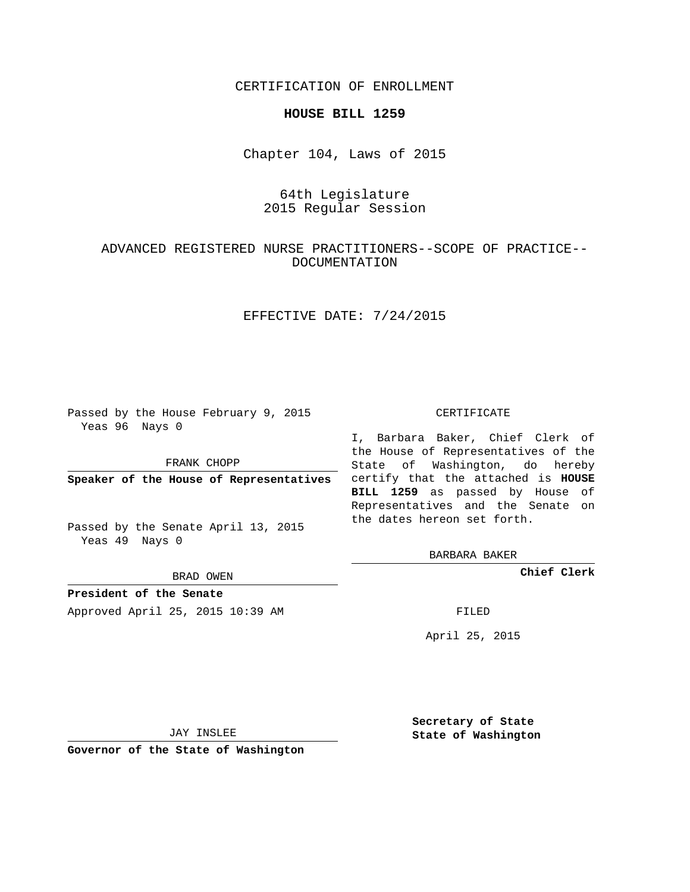CERTIFICATION OF ENROLLMENT

**HOUSE BILL 1259**

Chapter 104, Laws of 2015

64th Legislature
2015 Regular Session

ADVANCED REGISTERED NURSE PRACTITIONERS--SCOPE OF PRACTICE--DOCUMENTATION

EFFECTIVE DATE: 7/24/2015

Passed by the House February 9, 2015
Yeas 96 Nays 0

FRANK CHOPP

**Speaker of the House of Representatives**

Passed by the Senate April 13, 2015
Yeas 49 Nays 0

BRAD OWEN

**President of the Senate**

Approved April 25, 2015 10:39 AM

JAY INSLEE

**Governor of the State of Washington**

CERTIFICATE

I, Barbara Baker, Chief Clerk of the House of Representatives of the State of Washington, do hereby certify that the attached is **HOUSE BILL 1259** as passed by House of Representatives and the Senate on the dates hereon set forth.

BARBARA BAKER

**Chief Clerk**

FILED

April 25, 2015

**Secretary of State**
**State of Washington**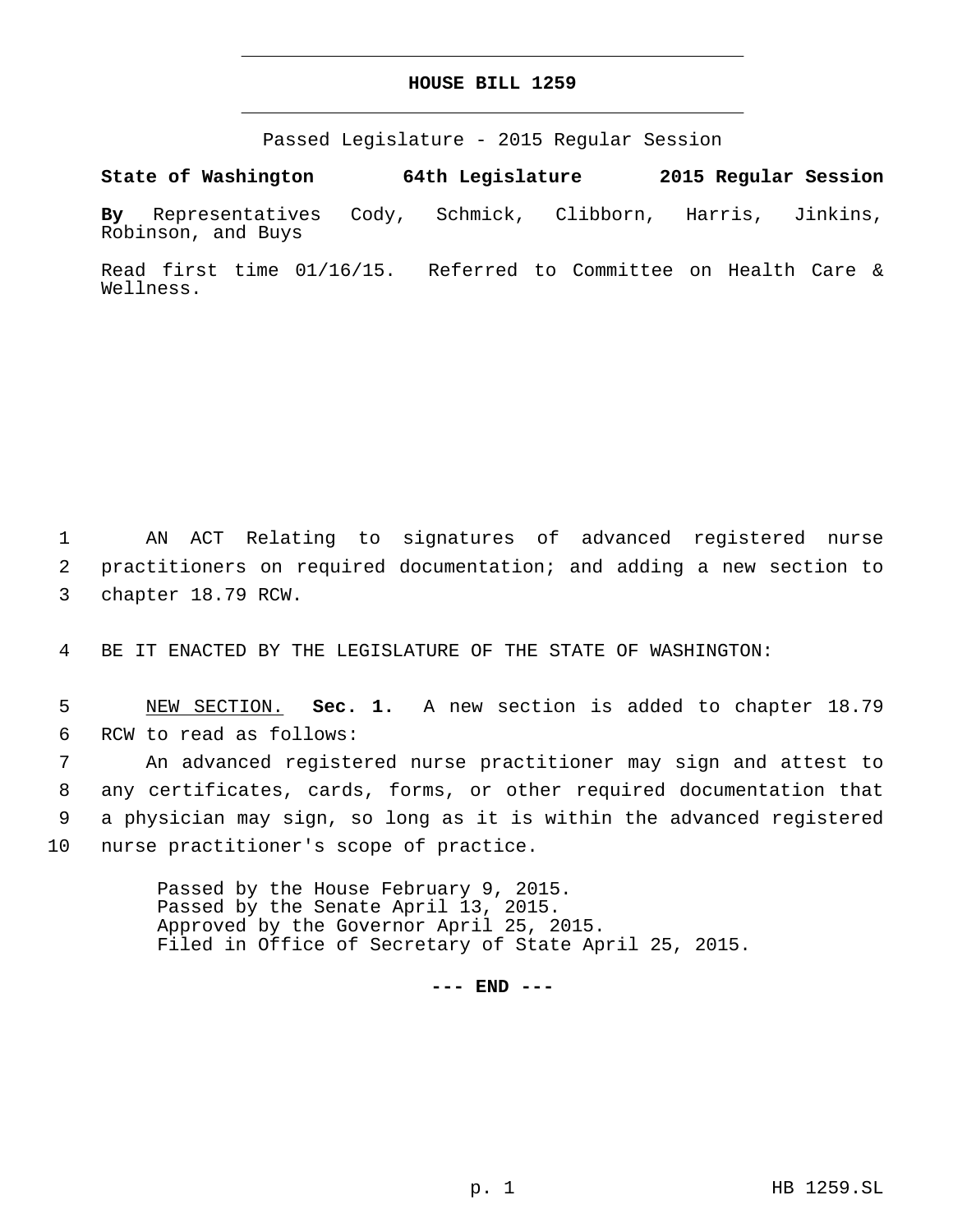# HOUSE BILL 1259

Passed Legislature - 2015 Regular Session

**State of Washington 64th Legislature 2015 Regular Session**

**By** Representatives Cody, Schmick, Clibborn, Harris, Jinkins, Robinson, and Buys

Read first time 01/16/15. Referred to Committee on Health Care & Wellness.

AN ACT Relating to signatures of advanced registered nurse practitioners on required documentation; and adding a new section to chapter 18.79 RCW.

BE IT ENACTED BY THE LEGISLATURE OF THE STATE OF WASHINGTON:

NEW SECTION. **Sec. 1.** A new section is added to chapter 18.79 RCW to read as follows:

An advanced registered nurse practitioner may sign and attest to any certificates, cards, forms, or other required documentation that a physician may sign, so long as it is within the advanced registered nurse practitioner's scope of practice.

Passed by the House February 9, 2015.
Passed by the Senate April 13, 2015.
Approved by the Governor April 25, 2015.
Filed in Office of Secretary of State April 25, 2015.

**--- END ---**